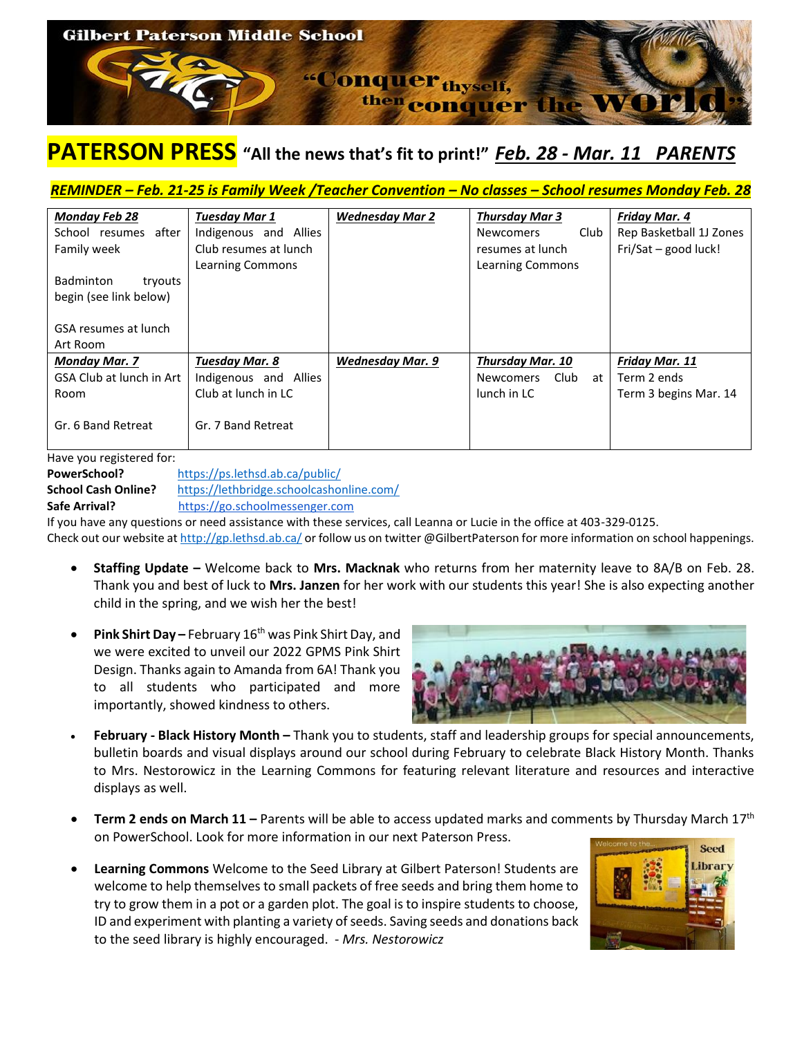# Gilbert Paterson Middle School

"Conquer thyself, then conquer the world"

## PATERSON PRESS "All the news that's fit to print!" *Feb. 28 - Mar. 11 PARENTS*

***REMINDER – Feb. 21-25 is Family Week /Teacher Convention – No classes – School resumes Monday Feb. 28***

| ***Monday Feb 28*** | ***Tuesday Mar 1*** | ***Wednesday Mar 2*** | ***Thursday Mar 3*** | ***Friday Mar. 4*** |
|---|---|---|---|---|
| School resumes after Family week<br><br>Badminton tryouts begin (see link below)<br><br>GSA resumes at lunch Art Room | Indigenous and Allies Club resumes at lunch Learning Commons | | Newcomers Club resumes at lunch Learning Commons | Rep Basketball 1J Zones Fri/Sat – good luck! |
| ***Monday Mar. 7*** | ***Tuesday Mar. 8*** | ***Wednesday Mar. 9*** | ***Thursday Mar. 10*** | ***Friday Mar. 11*** |
| GSA Club at lunch in Art Room<br><br>Gr. 6 Band Retreat | Indigenous and Allies Club at lunch in LC<br><br>Gr. 7 Band Retreat | | Newcomers Club at lunch in LC | Term 2 ends<br>Term 3 begins Mar. 14 |

Have you registered for:

**PowerSchool?** https://ps.lethsd.ab.ca/public/
**School Cash Online?** https://lethbridge.schoolcashonline.com/
**Safe Arrival?** https://go.schoolmessenger.com

If you have any questions or need assistance with these services, call Leanna or Lucie in the office at 403-329-0125.
Check out our website at http://gp.lethsd.ab.ca/ or follow us on twitter @GilbertPaterson for more information on school happenings.

- **Staffing Update –** Welcome back to **Mrs. Macknak** who returns from her maternity leave to 8A/B on Feb. 28. Thank you and best of luck to **Mrs. Janzen** for her work with our students this year! She is also expecting another child in the spring, and we wish her the best!

- **Pink Shirt Day –** February 16th was Pink Shirt Day, and we were excited to unveil our 2022 GPMS Pink Shirt Design. Thanks again to Amanda from 6A! Thank you to all students who participated and more importantly, showed kindness to others.

- **February - Black History Month –** Thank you to students, staff and leadership groups for special announcements, bulletin boards and visual displays around our school during February to celebrate Black History Month. Thanks to Mrs. Nestorowicz in the Learning Commons for featuring relevant literature and resources and interactive displays as well.

- **Term 2 ends on March 11 –** Parents will be able to access updated marks and comments by Thursday March 17th on PowerSchool. Look for more information in our next Paterson Press.

- **Learning Commons** Welcome to the Seed Library at Gilbert Paterson! Students are welcome to help themselves to small packets of free seeds and bring them home to try to grow them in a pot or a garden plot. The goal is to inspire students to choose, ID and experiment with planting a variety of seeds. Saving seeds and donations back to the seed library is highly encouraged. *- Mrs. Nestorowicz*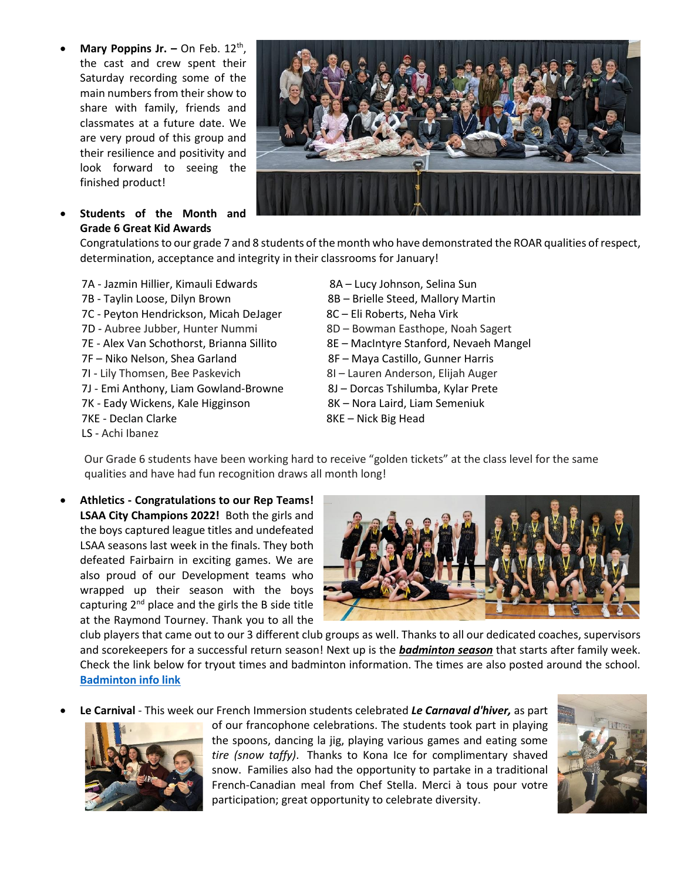- **Mary Poppins Jr. –** On Feb. 12th, the cast and crew spent their Saturday recording some of the main numbers from their show to share with family, friends and classmates at a future date. We are very proud of this group and their resilience and positivity and look forward to seeing the finished product!

- **Students of the Month and Grade 6 Great Kid Awards**
  Congratulations to our grade 7 and 8 students of the month who have demonstrated the ROAR qualities of respect, determination, acceptance and integrity in their classrooms for January!

| | |
|---|---|
| 7A - Jazmin Hillier, Kimauli Edwards | 8A – Lucy Johnson, Selina Sun |
| 7B - Taylin Loose, Dilyn Brown | 8B – Brielle Steed, Mallory Martin |
| 7C - Peyton Hendrickson, Micah DeJager | 8C – Eli Roberts, Neha Virk |
| 7D - Aubree Jubber, Hunter Nummi | 8D – Bowman Easthope, Noah Sagert |
| 7E - Alex Van Schothorst, Brianna Sillito | 8E – MacIntyre Stanford, Nevaeh Mangel |
| 7F – Niko Nelson, Shea Garland | 8F – Maya Castillo, Gunner Harris |
| 7I - Lily Thomsen, Bee Paskevich | 8I – Lauren Anderson, Elijah Auger |
| 7J - Emi Anthony, Liam Gowland-Browne | 8J – Dorcas Tshilumba, Kylar Prete |
| 7K - Eady Wickens, Kale Higginson | 8K – Nora Laird, Liam Semeniuk |
| 7KE - Declan Clarke | 8KE – Nick Big Head |
| LS - Achi Ibanez | |

  Our Grade 6 students have been working hard to receive "golden tickets" at the class level for the same qualities and have had fun recognition draws all month long!

- **Athletics - Congratulations to our Rep Teams! LSAA City Champions 2022!** Both the girls and the boys captured league titles and undefeated LSAA seasons last week in the finals. They both defeated Fairbairn in exciting games. We are also proud of our Development teams who wrapped up their season with the boys capturing 2nd place and the girls the B side title at the Raymond Tourney. Thank you to all the club players that came out to our 3 different club groups as well. Thanks to all our dedicated coaches, supervisors and scorekeepers for a successful return season! Next up is the ***badminton season*** that starts after family week. Check the link below for tryout times and badminton information. The times are also posted around the school.
  **Badminton info link**

- **Le Carnival** - This week our French Immersion students celebrated ***Le Carnaval d'hiver,*** as part of our francophone celebrations. The students took part in playing the spoons, dancing la jig, playing various games and eating some *tire (snow taffy)*. Thanks to Kona Ice for complimentary shaved snow. Families also had the opportunity to partake in a traditional French-Canadian meal from Chef Stella. Merci à tous pour votre participation; great opportunity to celebrate diversity.